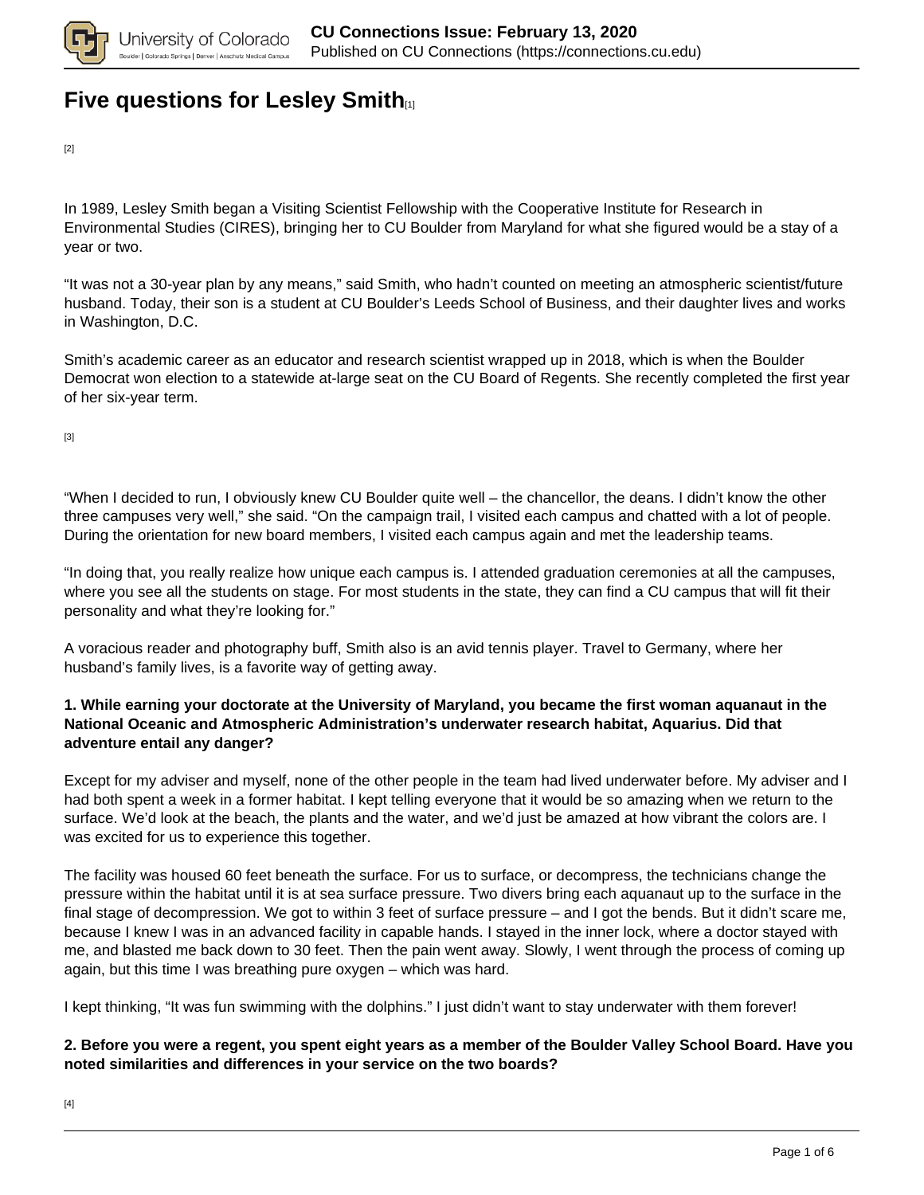# Five questions for Lesley Smith[1]

[2]

In 1989, Lesley Smith began a Visiting Scientist Fellowship with the Cooperative Institute for Research in Environmental Studies (CIRES), bringing her to CU Boulder from Maryland for what she figured would be a stay of a year or two.

"It was not a 30-year plan by any means," said Smith, who hadn't counted on meeting an atmospheric scientist/future husband. Today, their son is a student at CU Boulder's Leeds School of Business, and their daughter lives and works in Washington, D.C.

Smith's academic career as an educator and research scientist wrapped up in 2018, which is when the Boulder Democrat won election to a statewide at-large seat on the CU Board of Regents. She recently completed the first year of her six-year term.

[3]

"When I decided to run, I obviously knew CU Boulder quite well – the chancellor, the deans. I didn't know the other three campuses very well," she said. "On the campaign trail, I visited each campus and chatted with a lot of people. During the orientation for new board members, I visited each campus again and met the leadership teams.

"In doing that, you really realize how unique each campus is. I attended graduation ceremonies at all the campuses, where you see all the students on stage. For most students in the state, they can find a CU campus that will fit their personality and what they're looking for."

A voracious reader and photography buff, Smith also is an avid tennis player. Travel to Germany, where her husband's family lives, is a favorite way of getting away.

**1. While earning your doctorate at the University of Maryland, you became the first woman aquanaut in the National Oceanic and Atmospheric Administration's underwater research habitat, Aquarius. Did that adventure entail any danger?**

Except for my adviser and myself, none of the other people in the team had lived underwater before. My adviser and I had both spent a week in a former habitat. I kept telling everyone that it would be so amazing when we return to the surface. We'd look at the beach, the plants and the water, and we'd just be amazed at how vibrant the colors are. I was excited for us to experience this together.

The facility was housed 60 feet beneath the surface. For us to surface, or decompress, the technicians change the pressure within the habitat until it is at sea surface pressure. Two divers bring each aquanaut up to the surface in the final stage of decompression. We got to within 3 feet of surface pressure – and I got the bends. But it didn't scare me, because I knew I was in an advanced facility in capable hands. I stayed in the inner lock, where a doctor stayed with me, and blasted me back down to 30 feet. Then the pain went away. Slowly, I went through the process of coming up again, but this time I was breathing pure oxygen – which was hard.

I kept thinking, "It was fun swimming with the dolphins." I just didn't want to stay underwater with them forever!

**2. Before you were a regent, you spent eight years as a member of the Boulder Valley School Board. Have you noted similarities and differences in your service on the two boards?**

[4]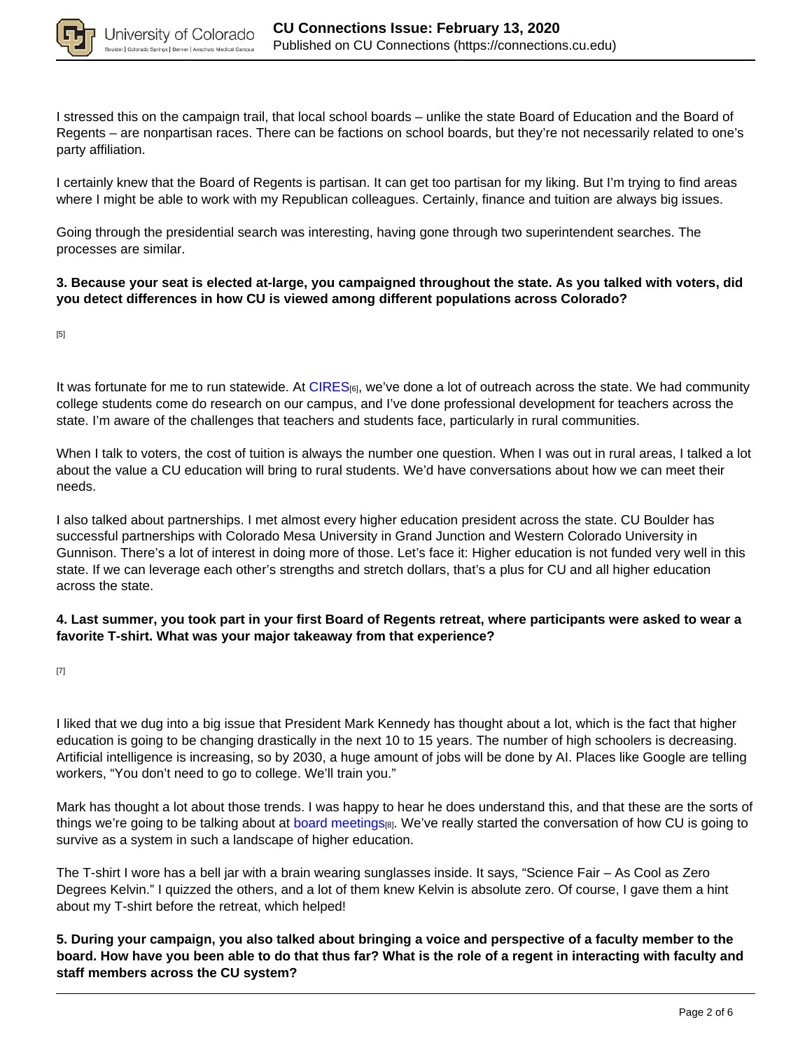I stressed this on the campaign trail, that local school boards – unlike the state Board of Education and the Board of Regents – are nonpartisan races. There can be factions on school boards, but they're not necessarily related to one's party affiliation.

I certainly knew that the Board of Regents is partisan. It can get too partisan for my liking. But I'm trying to find areas where I might be able to work with my Republican colleagues. Certainly, finance and tuition are always big issues.

Going through the presidential search was interesting, having gone through two superintendent searches. The processes are similar.

**3. Because your seat is elected at-large, you campaigned throughout the state. As you talked with voters, did you detect differences in how CU is viewed among different populations across Colorado?**

[5]

It was fortunate for me to run statewide. At CIRES[6], we've done a lot of outreach across the state. We had community college students come do research on our campus, and I've done professional development for teachers across the state. I'm aware of the challenges that teachers and students face, particularly in rural communities.

When I talk to voters, the cost of tuition is always the number one question. When I was out in rural areas, I talked a lot about the value a CU education will bring to rural students. We'd have conversations about how we can meet their needs.

I also talked about partnerships. I met almost every higher education president across the state. CU Boulder has successful partnerships with Colorado Mesa University in Grand Junction and Western Colorado University in Gunnison. There's a lot of interest in doing more of those. Let's face it: Higher education is not funded very well in this state. If we can leverage each other's strengths and stretch dollars, that's a plus for CU and all higher education across the state.

**4. Last summer, you took part in your first Board of Regents retreat, where participants were asked to wear a favorite T-shirt. What was your major takeaway from that experience?**

[7]

I liked that we dug into a big issue that President Mark Kennedy has thought about a lot, which is the fact that higher education is going to be changing drastically in the next 10 to 15 years. The number of high schoolers is decreasing. Artificial intelligence is increasing, so by 2030, a huge amount of jobs will be done by AI. Places like Google are telling workers, "You don't need to go to college. We'll train you."

Mark has thought a lot about those trends. I was happy to hear he does understand this, and that these are the sorts of things we're going to be talking about at board meetings[8]. We've really started the conversation of how CU is going to survive as a system in such a landscape of higher education.

The T-shirt I wore has a bell jar with a brain wearing sunglasses inside. It says, "Science Fair – As Cool as Zero Degrees Kelvin." I quizzed the others, and a lot of them knew Kelvin is absolute zero. Of course, I gave them a hint about my T-shirt before the retreat, which helped!

**5. During your campaign, you also talked about bringing a voice and perspective of a faculty member to the board. How have you been able to do that thus far? What is the role of a regent in interacting with faculty and staff members across the CU system?**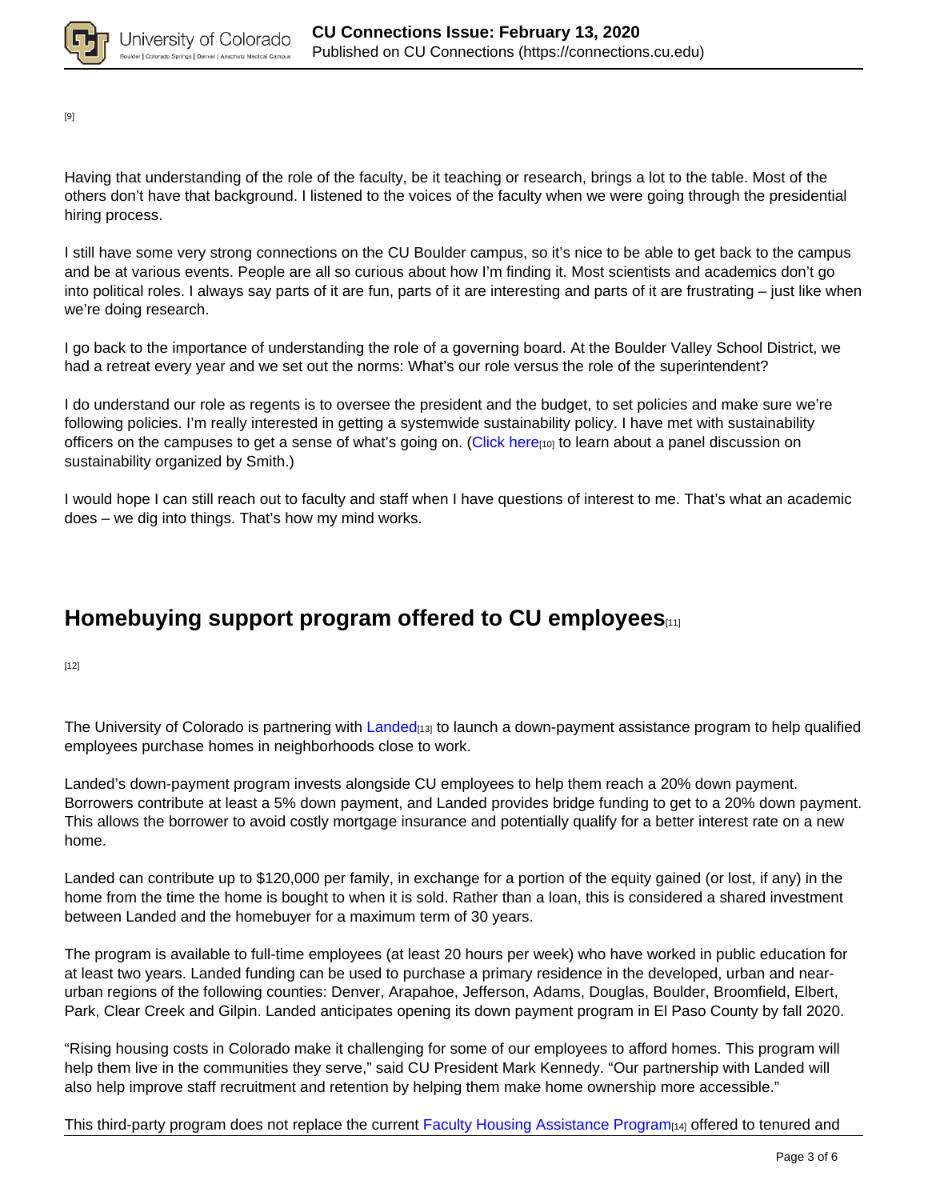[9]

Having that understanding of the role of the faculty, be it teaching or research, brings a lot to the table. Most of the others don't have that background. I listened to the voices of the faculty when we were going through the presidential hiring process.

I still have some very strong connections on the CU Boulder campus, so it's nice to be able to get back to the campus and be at various events. People are all so curious about how I'm finding it. Most scientists and academics don't go into political roles. I always say parts of it are fun, parts of it are interesting and parts of it are frustrating – just like when we're doing research.

I go back to the importance of understanding the role of a governing board. At the Boulder Valley School District, we had a retreat every year and we set out the norms: What's our role versus the role of the superintendent?

I do understand our role as regents is to oversee the president and the budget, to set policies and make sure we're following policies. I'm really interested in getting a systemwide sustainability policy. I have met with sustainability officers on the campuses to get a sense of what's going on. (Click here[10] to learn about a panel discussion on sustainability organized by Smith.)

I would hope I can still reach out to faculty and staff when I have questions of interest to me. That's what an academic does – we dig into things. That's how my mind works.

## Homebuying support program offered to CU employees[11]

[12]

The University of Colorado is partnering with Landed[13] to launch a down-payment assistance program to help qualified employees purchase homes in neighborhoods close to work.

Landed's down-payment program invests alongside CU employees to help them reach a 20% down payment. Borrowers contribute at least a 5% down payment, and Landed provides bridge funding to get to a 20% down payment. This allows the borrower to avoid costly mortgage insurance and potentially qualify for a better interest rate on a new home.

Landed can contribute up to $120,000 per family, in exchange for a portion of the equity gained (or lost, if any) in the home from the time the home is bought to when it is sold. Rather than a loan, this is considered a shared investment between Landed and the homebuyer for a maximum term of 30 years.

The program is available to full-time employees (at least 20 hours per week) who have worked in public education for at least two years. Landed funding can be used to purchase a primary residence in the developed, urban and near-urban regions of the following counties: Denver, Arapahoe, Jefferson, Adams, Douglas, Boulder, Broomfield, Elbert, Park, Clear Creek and Gilpin. Landed anticipates opening its down payment program in El Paso County by fall 2020.

"Rising housing costs in Colorado make it challenging for some of our employees to afford homes. This program will help them live in the communities they serve," said CU President Mark Kennedy. "Our partnership with Landed will also help improve staff recruitment and retention by helping them make home ownership more accessible."

This third-party program does not replace the current Faculty Housing Assistance Program[14] offered to tenured and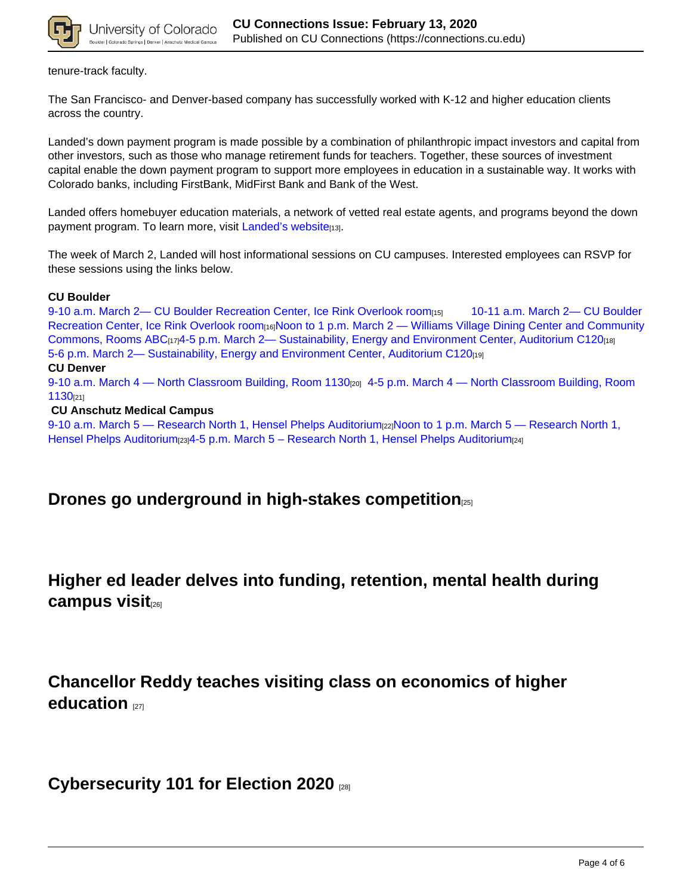tenure-track faculty.

The San Francisco- and Denver-based company has successfully worked with K-12 and higher education clients across the country.

Landed's down payment program is made possible by a combination of philanthropic impact investors and capital from other investors, such as those who manage retirement funds for teachers. Together, these sources of investment capital enable the down payment program to support more employees in education in a sustainable way. It works with Colorado banks, including FirstBank, MidFirst Bank and Bank of the West.

Landed offers homebuyer education materials, a network of vetted real estate agents, and programs beyond the down payment program. To learn more, visit Landed's website[13].

The week of March 2, Landed will host informational sessions on CU campuses. Interested employees can RSVP for these sessions using the links below.

**CU Boulder**

9-10 a.m. March 2— CU Boulder Recreation Center, Ice Rink Overlook room[15]
10-11 a.m. March 2— CU Boulder Recreation Center, Ice Rink Overlook room[16]
Noon to 1 p.m. March 2 — Williams Village Dining Center and Community Commons, Rooms ABC[17]
4-5 p.m. March 2— Sustainability, Energy and Environment Center, Auditorium C120[18]
5-6 p.m. March 2— Sustainability, Energy and Environment Center, Auditorium C120[19]

**CU Denver**

9-10 a.m. March 4 — North Classroom Building, Room 1130[20]
4-5 p.m. March 4 — North Classroom Building, Room 1130[21]

**CU Anschutz Medical Campus**

9-10 a.m. March 5 — Research North 1, Hensel Phelps Auditorium[22]
Noon to 1 p.m. March 5 — Research North 1, Hensel Phelps Auditorium[23]
4-5 p.m. March 5 – Research North 1, Hensel Phelps Auditorium[24]

## Drones go underground in high-stakes competition[25]

## Higher ed leader delves into funding, retention, mental health during campus visit[26]

## Chancellor Reddy teaches visiting class on economics of higher education [27]

## Cybersecurity 101 for Election 2020 [28]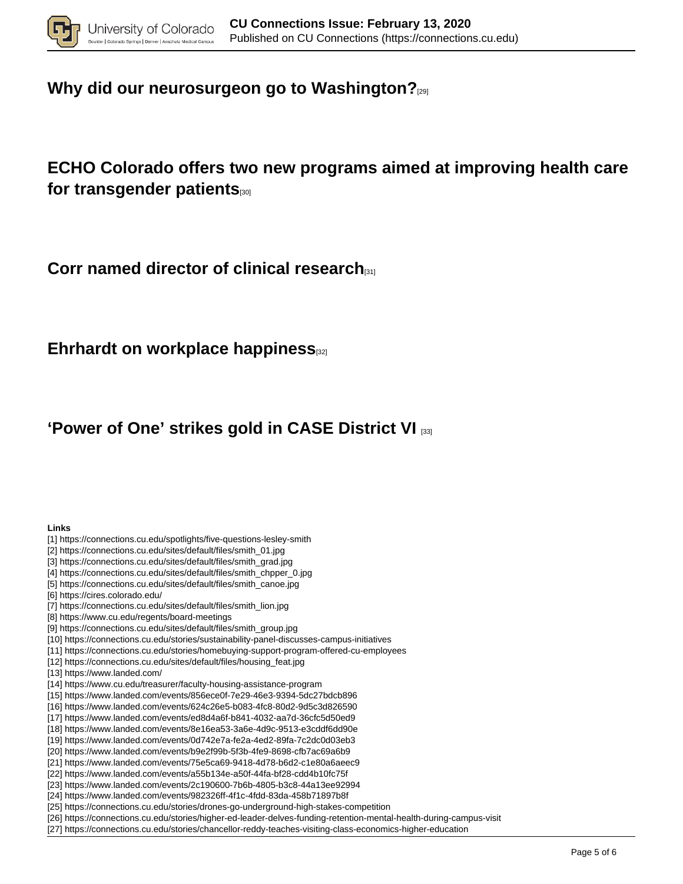## Why did our neurosurgeon go to Washington?[29]

## ECHO Colorado offers two new programs aimed at improving health care for transgender patients[30]

## Corr named director of clinical research[31]

## Ehrhardt on workplace happiness[32]

## ‘Power of One’ strikes gold in CASE District VI [33]

**Links**

[1] https://connections.cu.edu/spotlights/five-questions-lesley-smith
[2] https://connections.cu.edu/sites/default/files/smith_01.jpg
[3] https://connections.cu.edu/sites/default/files/smith_grad.jpg
[4] https://connections.cu.edu/sites/default/files/smith_chpper_0.jpg
[5] https://connections.cu.edu/sites/default/files/smith_canoe.jpg
[6] https://cires.colorado.edu/
[7] https://connections.cu.edu/sites/default/files/smith_lion.jpg
[8] https://www.cu.edu/regents/board-meetings
[9] https://connections.cu.edu/sites/default/files/smith_group.jpg
[10] https://connections.cu.edu/stories/sustainability-panel-discusses-campus-initiatives
[11] https://connections.cu.edu/stories/homebuying-support-program-offered-cu-employees
[12] https://connections.cu.edu/sites/default/files/housing_feat.jpg
[13] https://www.landed.com/
[14] https://www.cu.edu/treasurer/faculty-housing-assistance-program
[15] https://www.landed.com/events/856ece0f-7e29-46e3-9394-5dc27bdcb896
[16] https://www.landed.com/events/624c26e5-b083-4fc8-80d2-9d5c3d826590
[17] https://www.landed.com/events/ed8d4a6f-b841-4032-aa7d-36cfc5d50ed9
[18] https://www.landed.com/events/8e16ea53-3a6e-4d9c-9513-e3cddf6dd90e
[19] https://www.landed.com/events/0d742e7a-fe2a-4ed2-89fa-7c2dc0d03eb3
[20] https://www.landed.com/events/b9e2f99b-5f3b-4fe9-8698-cfb7ac69a6b9
[21] https://www.landed.com/events/75e5ca69-9418-4d78-b6d2-c1e80a6aeec9
[22] https://www.landed.com/events/a55b134e-a50f-44fa-bf28-cdd4b10fc75f
[23] https://www.landed.com/events/2c190600-7b6b-4805-b3c8-44a13ee92994
[24] https://www.landed.com/events/982326ff-4f1c-4fdd-83da-458b71897b8f
[25] https://connections.cu.edu/stories/drones-go-underground-high-stakes-competition
[26] https://connections.cu.edu/stories/higher-ed-leader-delves-funding-retention-mental-health-during-campus-visit
[27] https://connections.cu.edu/stories/chancellor-reddy-teaches-visiting-class-economics-higher-education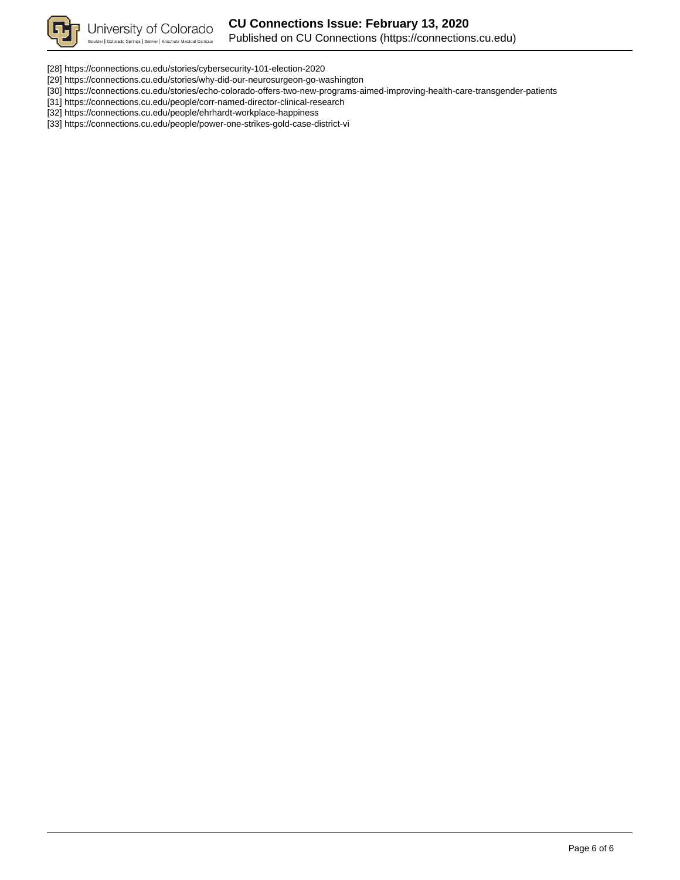[28] https://connections.cu.edu/stories/cybersecurity-101-election-2020
[29] https://connections.cu.edu/stories/why-did-our-neurosurgeon-go-washington
[30] https://connections.cu.edu/stories/echo-colorado-offers-two-new-programs-aimed-improving-health-care-transgender-patients
[31] https://connections.cu.edu/people/corr-named-director-clinical-research
[32] https://connections.cu.edu/people/ehrhardt-workplace-happiness
[33] https://connections.cu.edu/people/power-one-strikes-gold-case-district-vi